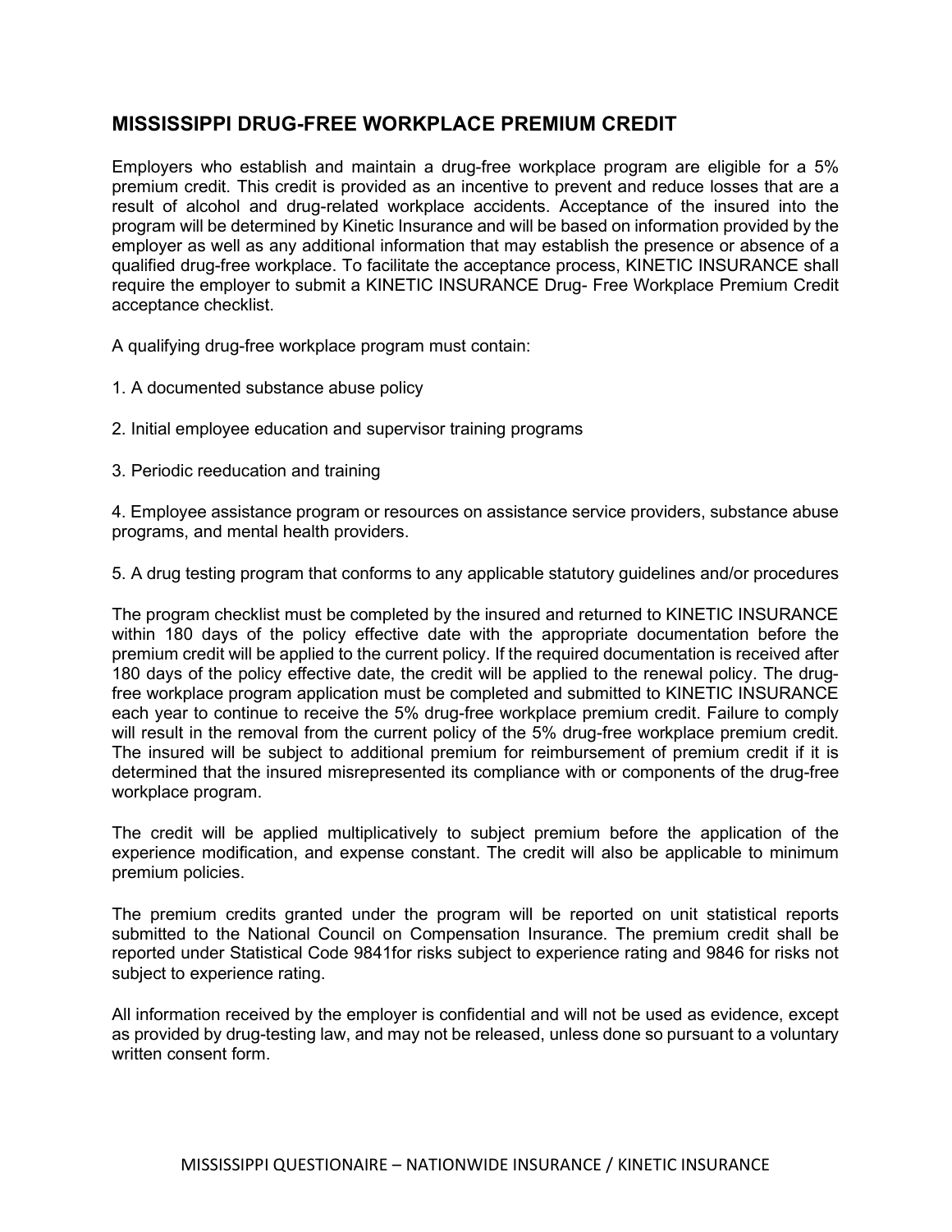## MISSISSIPPI DRUG-FREE WORKPLACE PREMIUM CREDIT

Employers who establish and maintain a drug-free workplace program are eligible for a 5% premium credit. This credit is provided as an incentive to prevent and reduce losses that are a result of alcohol and drug-related workplace accidents. Acceptance of the insured into the program will be determined by Kinetic Insurance and will be based on information provided by the employer as well as any additional information that may establish the presence or absence of a qualified drug-free workplace. To facilitate the acceptance process, KINETIC INSURANCE shall require the employer to submit a KINETIC INSURANCE Drug- Free Workplace Premium Credit acceptance checklist.

A qualifying drug-free workplace program must contain:

1. A documented substance abuse policy

2. Initial employee education and supervisor training programs

3. Periodic reeducation and training

4. Employee assistance program or resources on assistance service providers, substance abuse programs, and mental health providers.

5. A drug testing program that conforms to any applicable statutory guidelines and/or procedures

The program checklist must be completed by the insured and returned to KINETIC INSURANCE within 180 days of the policy effective date with the appropriate documentation before the premium credit will be applied to the current policy. If the required documentation is received after 180 days of the policy effective date, the credit will be applied to the renewal policy. The drug-free workplace program application must be completed and submitted to KINETIC INSURANCE each year to continue to receive the 5% drug-free workplace premium credit. Failure to comply will result in the removal from the current policy of the 5% drug-free workplace premium credit. The insured will be subject to additional premium for reimbursement of premium credit if it is determined that the insured misrepresented its compliance with or components of the drug-free workplace program.

The credit will be applied multiplicatively to subject premium before the application of the experience modification, and expense constant. The credit will also be applicable to minimum premium policies.

The premium credits granted under the program will be reported on unit statistical reports submitted to the National Council on Compensation Insurance. The premium credit shall be reported under Statistical Code 9841for risks subject to experience rating and 9846 for risks not subject to experience rating.

All information received by the employer is confidential and will not be used as evidence, except as provided by drug-testing law, and may not be released, unless done so pursuant to a voluntary written consent form.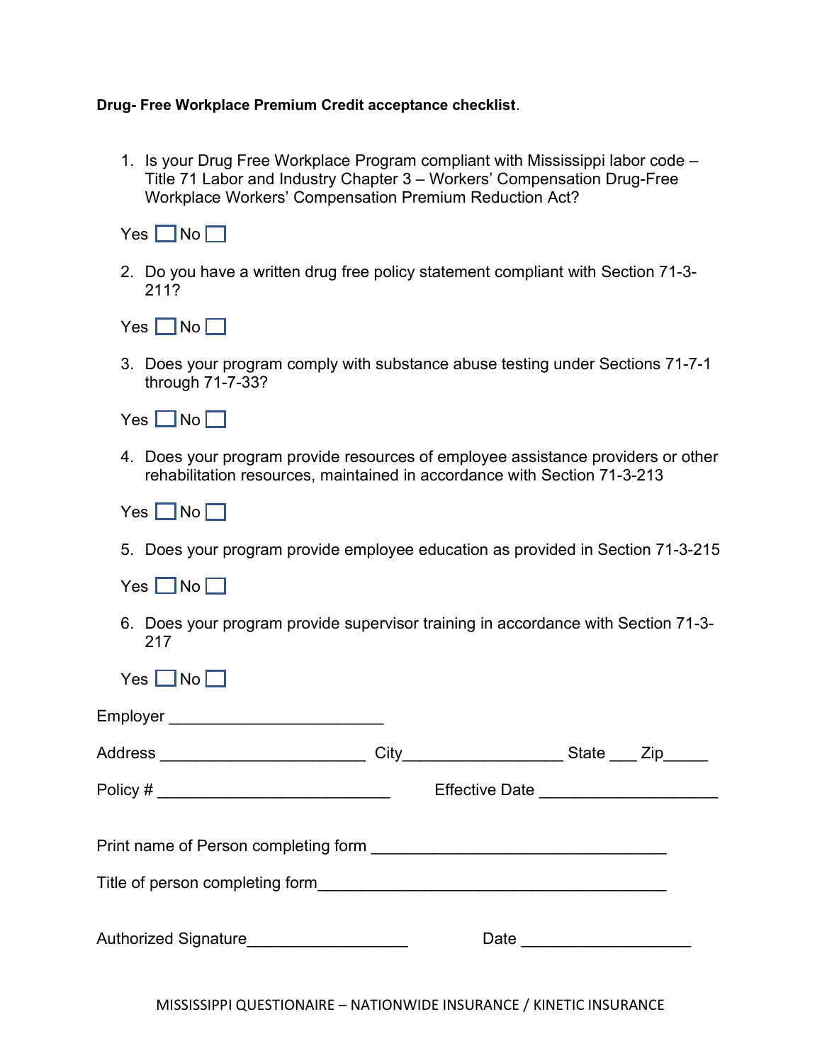**Drug- Free Workplace Premium Credit acceptance checklist**.

1. Is your Drug Free Workplace Program compliant with Mississippi labor code – Title 71 Labor and Industry Chapter 3 – Workers' Compensation Drug-Free Workplace Workers' Compensation Premium Reduction Act?

   Yes ☐ No ☐

2. Do you have a written drug free policy statement compliant with Section 71-3-211?

   Yes ☐ No ☐

3. Does your program comply with substance abuse testing under Sections 71-7-1 through 71-7-33?

   Yes ☐ No ☐

4. Does your program provide resources of employee assistance providers or other rehabilitation resources, maintained in accordance with Section 71-3-213

   Yes ☐ No ☐

5. Does your program provide employee education as provided in Section 71-3-215

   Yes ☐ No ☐

6. Does your program provide supervisor training in accordance with Section 71-3-217

   Yes ☐ No ☐

Employer ________________________

Address ______________________ City_________________ State ___ Zip_____

Policy # __________________________ Effective Date ____________________

Print name of Person completing form ________________________________

Title of person completing form______________________________________

Authorized Signature_________________ Date ___________________

MISSISSIPPI QUESTIONAIRE – NATIONWIDE INSURANCE / KINETIC INSURANCE